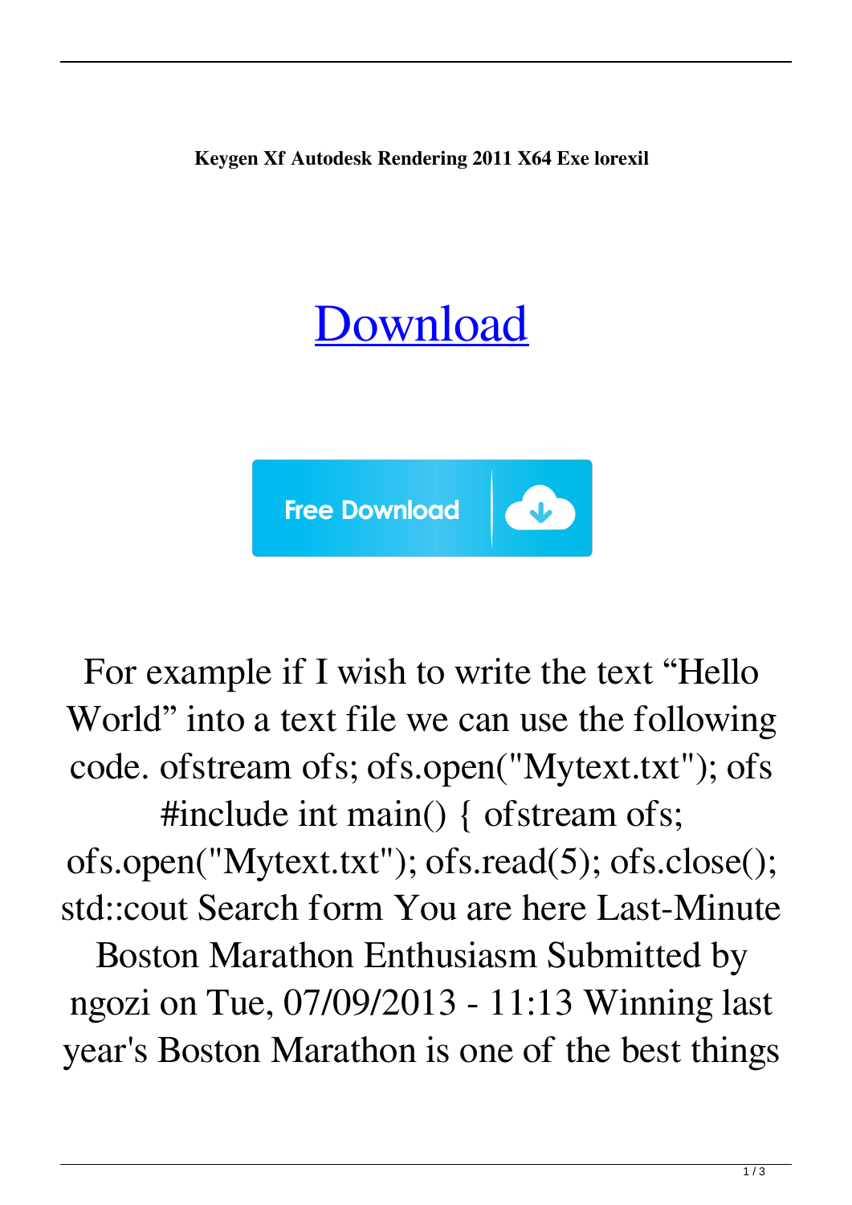**Keygen Xf Autodesk Rendering 2011 X64 Exe lorexil**

# [Download](#)

Free Download

For example if I wish to write the text "Hello World" into a text file we can use the following code. ofstream ofs; ofs.open("Mytext.txt"); ofs #include int main() { ofstream ofs; ofs.open("Mytext.txt"); ofs.read(5); ofs.close(); std::cout Search form You are here Last-Minute Boston Marathon Enthusiasm Submitted by ngozi on Tue, 07/09/2013 - 11:13 Winning last year's Boston Marathon is one of the best things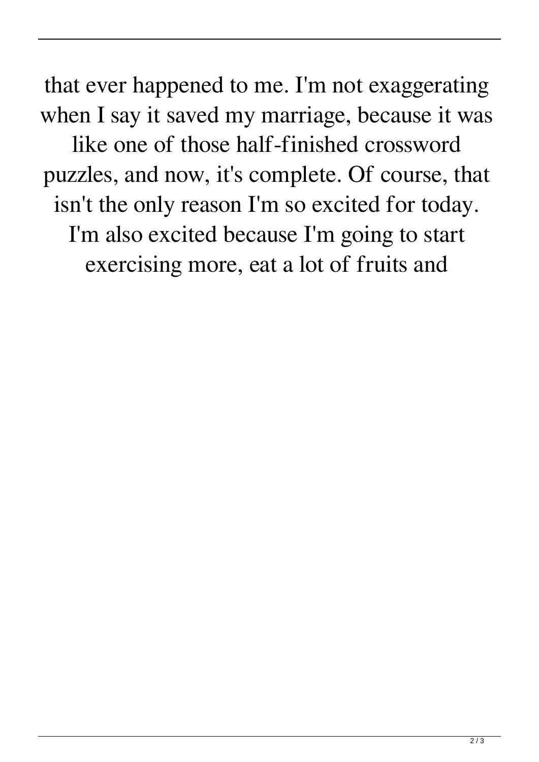that ever happened to me. I'm not exaggerating when I say it saved my marriage, because it was like one of those half-finished crossword puzzles, and now, it's complete. Of course, that isn't the only reason I'm so excited for today. I'm also excited because I'm going to start exercising more, eat a lot of fruits and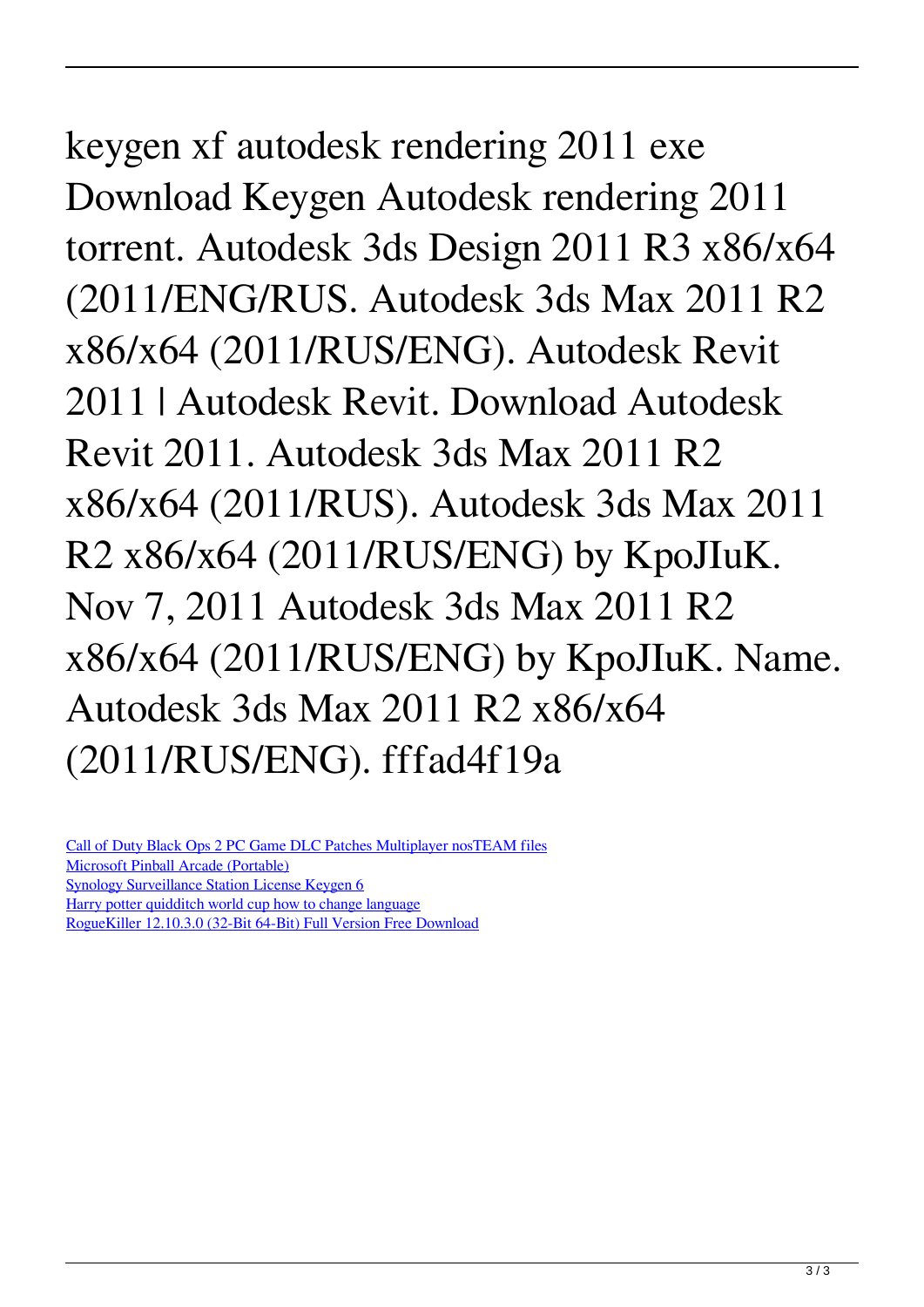keygen xf autodesk rendering 2011 exe Download Keygen Autodesk rendering 2011 torrent. Autodesk 3ds Design 2011 R3 x86/x64 (2011/ENG/RUS. Autodesk 3ds Max 2011 R2 x86/x64 (2011/RUS/ENG). Autodesk Revit 2011 | Autodesk Revit. Download Autodesk Revit 2011. Autodesk 3ds Max 2011 R2 x86/x64 (2011/RUS). Autodesk 3ds Max 2011 R2 x86/x64 (2011/RUS/ENG) by KpoJIuK. Nov 7, 2011 Autodesk 3ds Max 2011 R2 x86/x64 (2011/RUS/ENG) by KpoJIuK. Name. Autodesk 3ds Max 2011 R2 x86/x64 (2011/RUS/ENG). fffad4f19a

Call of Duty Black Ops 2 PC Game DLC Patches Multiplayer nosTEAM files
Microsoft Pinball Arcade (Portable)
Synology Surveillance Station License Keygen 6
Harry potter quidditch world cup how to change language
RogueKiller 12.10.3.0 (32-Bit 64-Bit) Full Version Free Download